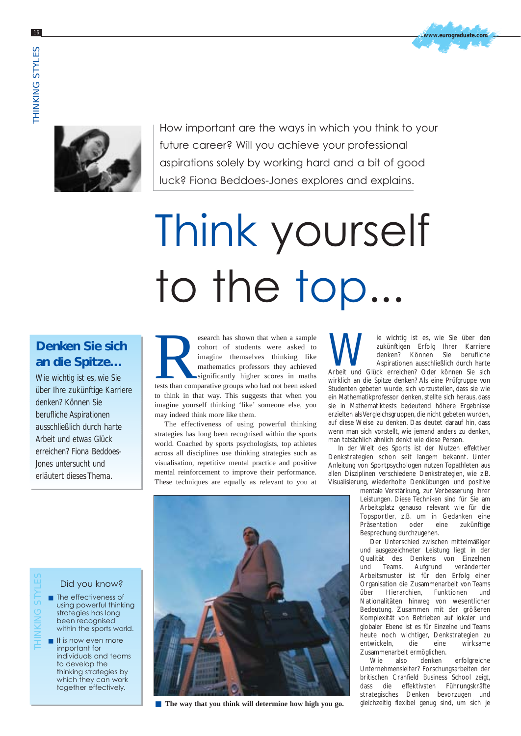How important are the ways in which you think to your future career? Will you achieve your professional aspirations solely by working hard and a bit of good luck? Fiona Beddoes-Jones explores and explains.

# Think yourself to the top...

## Denken Sie sich an die Spitze...

Wie wichtig ist es, wie Sie über Ihre zukünftige Karriere denken? Können Sie berufliche Aspirationen ausschließlich durch harte Arbeit und etwas Glück erreichen? Fiona Beddoes-Jones untersucht und erläutert dieses Thema.

Research has shown that when a sample cohort of students were asked to imagine themselves thinking like mathematics professors they achieved significantly higher scores in maths tests than comparative groups who had not been asked to think in that way. This suggests that when you imagine yourself thinking 'like' someone else, you may indeed think more like them.

The effectiveness of using powerful thinking strategies has long been recognised within the sports world. Coached by sports psychologists, top athletes across all disciplines use thinking strategies such as visualisation, repetitive mental practice and positive mental reinforcement to improve their performance. These techniques are equally as relevant to you at

The way that you think will determine how high you go.

Wie wichtig ist es, wie Sie über den zukünftigen Erfolg Ihrer Karriere denken? Können Sie berufliche Aspirationen ausschließlich durch harte Arbeit und Glück erreichen? Oder können Sie sich wirklich an die Spitze denken? Als eine Prüfgruppe von Studenten gebeten wurde, sich vorzustellen, dass sie wie ein Mathematikprofessor denken, stellte sich heraus, dass sie in Mathematiktests bedeutend höhere Ergebnisse erzielten als Vergleichsgruppen, die nicht gebeten wurden, auf diese Weise zu denken. Das deutet darauf hin, dass wenn man sich vorstellt, wie jemand anders zu denken, man tatsächlich ähnlich denkt wie diese Person.

In der Welt des Sports ist der Nutzen effektiver Denkstrategien schon seit langem bekannt. Unter Anleitung von Sportpsychologen nutzen Topathleten aus allen Disziplinen verschiedene Denkstrategien, wie z.B. Visualisierung, wiederholte Denkübungen und positive mentale Verstärkung, zur Verbesserung ihrer Leistungen. Diese Techniken sind für Sie am Arbeitsplatz genauso relevant wie für die Topsportler, z.B. um in Gedanken eine Präsentation oder eine zukünftige Besprechung durchzugehen.

Der Unterschied zwischen mittelmäßiger und ausgezeichneter Leistung liegt in der Qualität des Denkens von Einzelnen und Teams. Aufgrund veränderter Arbeitsmuster ist für den Erfolg einer Organisation die Zusammenarbeit von Teams über Hierarchien, Funktionen und Nationalitäten hinweg von wesentlicher Bedeutung. Zusammen mit der größeren Komplexität von Betrieben auf lokaler und globaler Ebene ist es für Einzelne und Teams heute noch wichtiger, Denkstrategien zu entwickeln, die eine wirksame Zusammenarbeit ermöglichen.

Wie also denken erfolgreiche Unternehmensleiter? Forschungsarbeiten der britischen Cranfield Business School zeigt, dass die effektivsten Führungskräfte strategisches Denken bevorzugen und gleichzeitig flexibel genug sind, um sich je

### Did you know?

- The effectiveness of using powerful thinking strategies has long been recognised within the sports world.
- It is now even more important for individuals and teams to develop the thinking strategies by which they can work together effectively.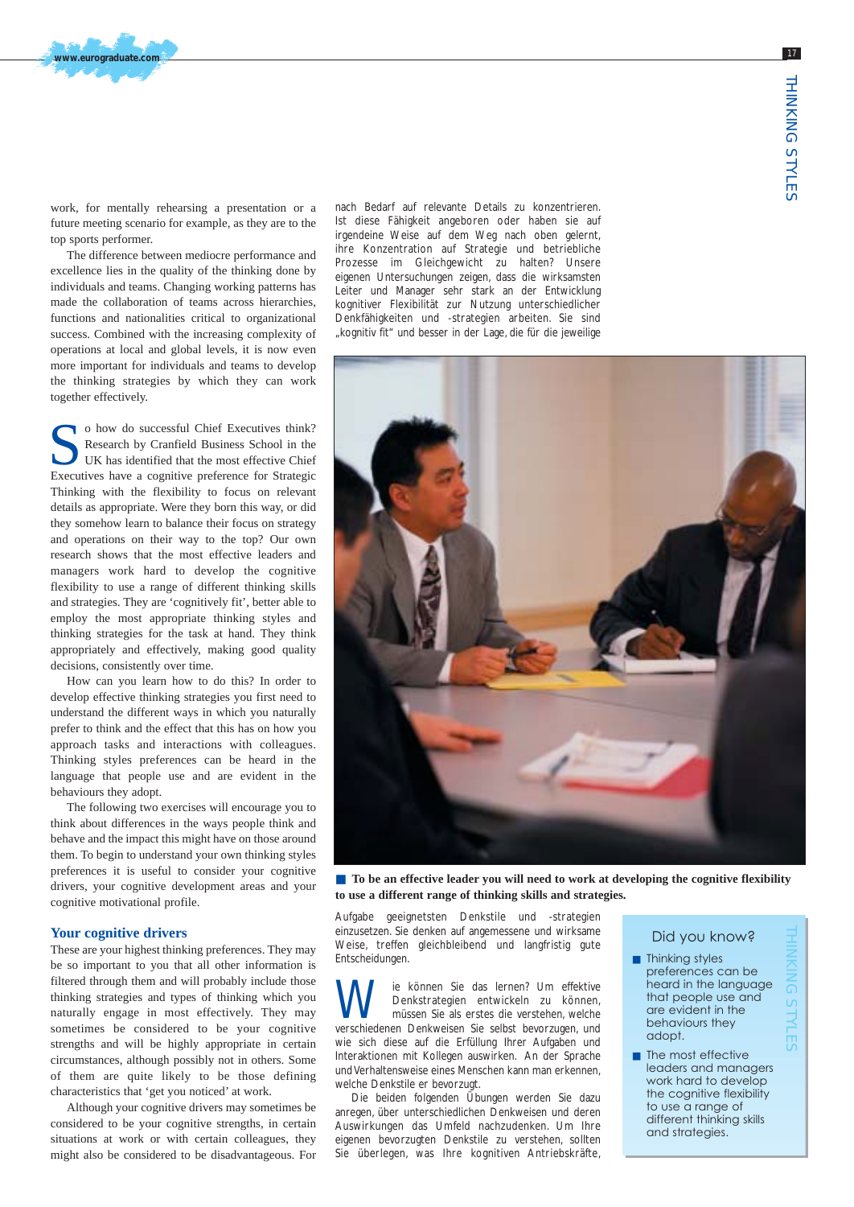work, for mentally rehearsing a presentation or a future meeting scenario for example, as they are to the top sports performer.

The difference between mediocre performance and excellence lies in the quality of the thinking done by individuals and teams. Changing working patterns has made the collaboration of teams across hierarchies, functions and nationalities critical to organizational success. Combined with the increasing complexity of operations at local and global levels, it is now even more important for individuals and teams to develop the thinking strategies by which they can work together effectively.

So how do successful Chief Executives think? Research by Cranfield Business School in the UK has identified that the most effective Chief Executives have a cognitive preference for Strategic Thinking with the flexibility to focus on relevant details as appropriate. Were they born this way, or did they somehow learn to balance their focus on strategy and operations on their way to the top? Our own research shows that the most effective leaders and managers work hard to develop the cognitive flexibility to use a range of different thinking skills and strategies. They are 'cognitively fit', better able to employ the most appropriate thinking styles and thinking strategies for the task at hand. They think appropriately and effectively, making good quality decisions, consistently over time.

How can you learn how to do this? In order to develop effective thinking strategies you first need to understand the different ways in which you naturally prefer to think and the effect that this has on how you approach tasks and interactions with colleagues. Thinking styles preferences can be heard in the language that people use and are evident in the behaviours they adopt.

The following two exercises will encourage you to think about differences in the ways people think and behave and the impact this might have on those around them. To begin to understand your own thinking styles preferences it is useful to consider your cognitive drivers, your cognitive development areas and your cognitive motivational profile.

## Your cognitive drivers

These are your highest thinking preferences. They may be so important to you that all other information is filtered through them and will probably include those thinking strategies and types of thinking which you naturally engage in most effectively. They may sometimes be considered to be your cognitive strengths and will be highly appropriate in certain circumstances, although possibly not in others. Some of them are quite likely to be those defining characteristics that 'get you noticed' at work.

Although your cognitive drivers may sometimes be considered to be your cognitive strengths, in certain situations at work or with certain colleagues, they might also be considered to be disadvantageous. For

nach Bedarf auf relevante Details zu konzentrieren. Ist diese Fähigkeit angeboren oder haben sie auf irgendeine Weise auf dem Weg nach oben gelernt, ihre Konzentration auf Strategie und betriebliche Prozesse im Gleichgewicht zu halten? Unsere eigenen Untersuchungen zeigen, dass die wirksamsten Leiter und Manager sehr stark an der Entwicklung kognitiver Flexibilität zur Nutzung unterschiedlicher Denkfähigkeiten und -strategien arbeiten. Sie sind „kognitiv fit" und besser in der Lage, die für die jeweilige

**To be an effective leader you will need to work at developing the cognitive flexibility to use a different range of thinking skills and strategies.**

Aufgabe geeignetsten Denkstile und -strategien einzusetzen. Sie denken auf angemessene und wirksame Weise, treffen gleichbleibend und langfristig gute Entscheidungen.

Wie können Sie das lernen? Um effektive Denkstrategien entwickeln zu können, müssen Sie als erstes die verstehen, welche verschiedenen Denkweisen Sie selbst bevorzugen, und wie sich diese auf die Erfüllung Ihrer Aufgaben und Interaktionen mit Kollegen auswirken. An der Sprache und Verhaltensweise eines Menschen kann man erkennen, welche Denkstile er bevorzugt.

Die beiden folgenden Übungen werden Sie dazu anregen, über unterschiedlichen Denkweisen und deren Auswirkungen das Umfeld nachzudenken. Um Ihre eigenen bevorzugten Denkstile zu verstehen, sollten Sie überlegen, was Ihre kognitiven Antriebskräfte,

### Did you know?

- Thinking styles preferences can be heard in the language that people use and are evident in the behaviours they adopt.
- The most effective leaders and managers work hard to develop the cognitive flexibility to use a range of different thinking skills and strategies.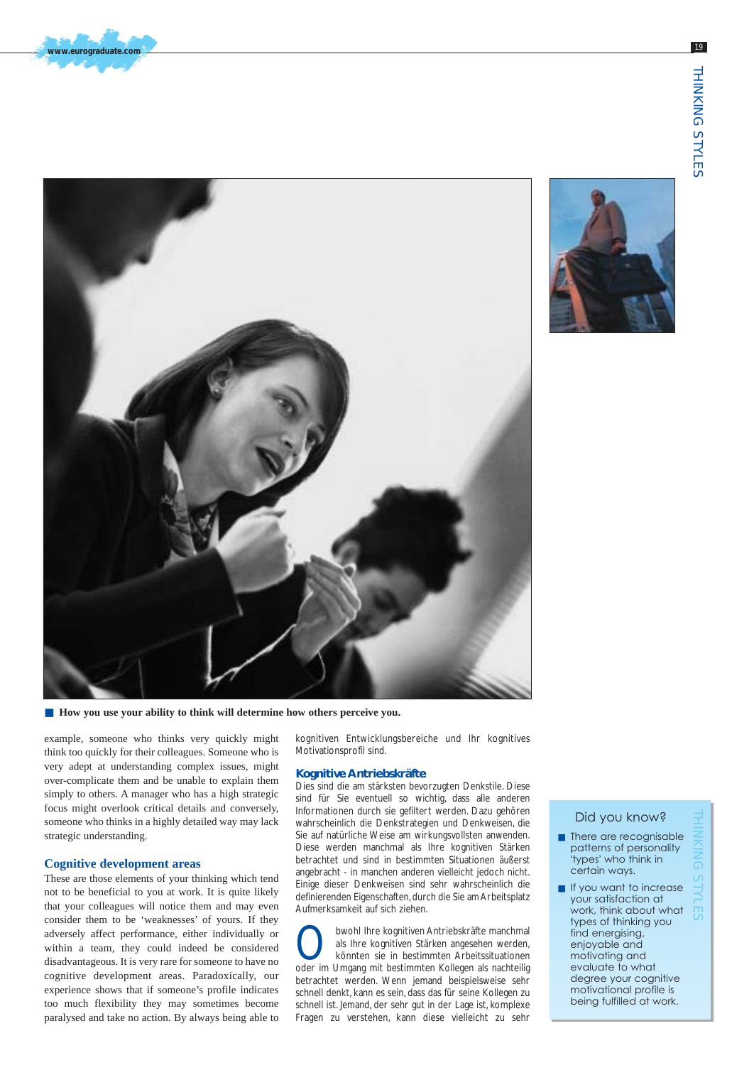■ How you use your ability to think will determine how others perceive you.

example, someone who thinks very quickly might think too quickly for their colleagues. Someone who is very adept at understanding complex issues, might over-complicate them and be unable to explain them simply to others. A manager who has a high strategic focus might overlook critical details and conversely, someone who thinks in a highly detailed way may lack strategic understanding.

### Cognitive development areas

These are those elements of your thinking which tend not to be beneficial to you at work. It is quite likely that your colleagues will notice them and may even consider them to be 'weaknesses' of yours. If they adversely affect performance, either individually or within a team, they could indeed be considered disadvantageous. It is very rare for someone to have no cognitive development areas. Paradoxically, our experience shows that if someone's profile indicates too much flexibility they may sometimes become paralysed and take no action. By always being able to

kognitiven Entwicklungsbereiche und Ihr kognitives Motivationsprofil sind.

### Kognitive Antriebskräfte

Dies sind die am stärksten bevorzugten Denkstile. Diese sind für Sie eventuell so wichtig, dass alle anderen Informationen durch sie gefiltert werden. Dazu gehören wahrscheinlich die Denkstrategien und Denkweisen, die Sie auf natürliche Weise am wirkungsvollsten anwenden. Diese werden manchmal als Ihre kognitiven Stärken betrachtet und sind in bestimmten Situationen äußerst angebracht - in manchen anderen vielleicht jedoch nicht. Einige dieser Denkweisen sind sehr wahrscheinlich die definierenden Eigenschaften, durch die Sie am Arbeitsplatz Aufmerksamkeit auf sich ziehen.

Obwohl Ihre kognitiven Antriebskräfte manchmal als Ihre kognitiven Stärken angesehen werden, könnten sie in bestimmten Arbeitssituationen oder im Umgang mit bestimmten Kollegen als nachteilig betrachtet werden. Wenn jemand beispielsweise sehr schnell denkt, kann es sein, dass das für seine Kollegen zu schnell ist. Jemand, der sehr gut in der Lage ist, komplexe Fragen zu verstehen, kann diese vielleicht zu sehr

### Did you know?

- There are recognisable patterns of personality 'types' who think in certain ways.
- If you want to increase your satisfaction at work, think about what types of thinking you find energising, enjoyable and motivating and evaluate to what degree your cognitive motivational profile is being fulfilled at work.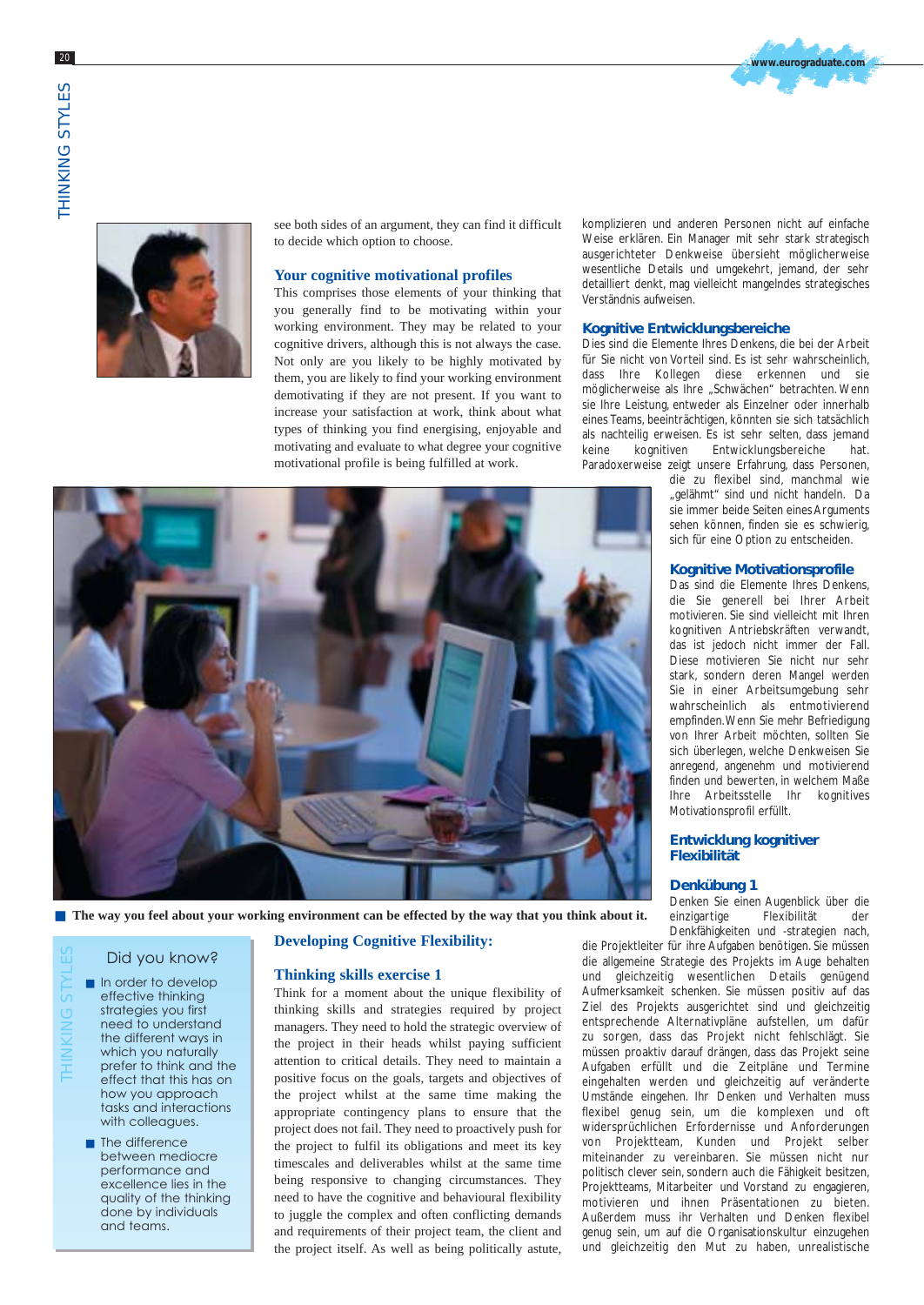see both sides of an argument, they can find it difficult to decide which option to choose.

## Your cognitive motivational profiles

This comprises those elements of your thinking that you generally find to be motivating within your working environment. They may be related to your cognitive drivers, although this is not always the case. Not only are you likely to be highly motivated by them, you are likely to find your working environment demotivating if they are not present. If you want to increase your satisfaction at work, think about what types of thinking you find energising, enjoyable and motivating and evaluate to what degree your cognitive motivational profile is being fulfilled at work.

■ **The way you feel about your working environment can be effected by the way that you think about it.**

### Did you know?

- In order to develop effective thinking strategies you first need to understand the different ways in which you naturally prefer to think and the effect that this has on how you approach tasks and interactions with colleagues.
- The difference between mediocre performance and excellence lies in the quality of the thinking done by individuals and teams.

## Developing Cognitive Flexibility:

## Thinking skills exercise 1

Think for a moment about the unique flexibility of thinking skills and strategies required by project managers. They need to hold the strategic overview of the project in their heads whilst paying sufficient attention to critical details. They need to maintain a positive focus on the goals, targets and objectives of the project whilst at the same time making the appropriate contingency plans to ensure that the project does not fail. They need to proactively push for the project to fulfil its obligations and meet its key timescales and deliverables whilst at the same time being responsive to changing circumstances. They need to have the cognitive and behavioural flexibility to juggle the complex and often conflicting demands and requirements of their project team, the client and the project itself. As well as being politically astute,

komplizieren und anderen Personen nicht auf einfache Weise erklären. Ein Manager mit sehr stark strategisch ausgerichteter Denkweise übersieht möglicherweise wesentliche Details und umgekehrt, jemand, der sehr detailliert denkt, mag vielleicht mangelndes strategisches Verständnis aufweisen.

## Kognitive Entwicklungsbereiche

Dies sind die Elemente Ihres Denkens, die bei der Arbeit für Sie nicht von Vorteil sind. Es ist sehr wahrscheinlich, dass Ihre Kollegen diese erkennen und sie möglicherweise als Ihre „Schwächen" betrachten. Wenn sie Ihre Leistung, entweder als Einzelner oder innerhalb eines Teams, beeinträchtigen, könnten sie sich tatsächlich als nachteilig erweisen. Es ist sehr selten, dass jemand keine kognitiven Entwicklungsbereiche hat. Paradoxerweise zeigt unsere Erfahrung, dass Personen, die zu flexibel sind, manchmal wie „gelähmt" sind und nicht handeln. Da sie immer beide Seiten eines Arguments sehen können, finden sie es schwierig, sich für eine Option zu entscheiden.

## Kognitive Motivationsprofile

Das sind die Elemente Ihres Denkens, die Sie generell bei Ihrer Arbeit motivieren. Sie sind vielleicht mit Ihren kognitiven Antriebskräften verwandt, das ist jedoch nicht immer der Fall. Diese motivieren Sie nicht nur sehr stark, sondern deren Mangel werden Sie in einer Arbeitsumgebung sehr wahrscheinlich als entmotivierend empfinden. Wenn Sie mehr Befriedigung von Ihrer Arbeit möchten, sollten Sie sich überlegen, welche Denkweisen Sie anregend, angenehm und motivierend finden und bewerten, in welchem Maße Ihre Arbeitsstelle Ihr kognitives Motivationsprofil erfüllt.

## Entwicklung kognitiver Flexibilität

## Denkübung 1

Denken Sie einen Augenblick über die einzigartige Flexibilität der Denkfähigkeiten und -strategien nach, die Projektleiter für ihre Aufgaben benötigen. Sie müssen die allgemeine Strategie des Projekts im Auge behalten und gleichzeitig wesentlichen Details genügend Aufmerksamkeit schenken. Sie müssen positiv auf das Ziel des Projekts ausgerichtet sind und gleichzeitig entsprechende Alternativpläne aufstellen, um dafür zu sorgen, dass das Projekt nicht fehlschlägt. Sie müssen proaktiv darauf drängen, dass das Projekt seine Aufgaben erfüllt und die Zeitpläne und Termine eingehalten werden und gleichzeitig auf veränderte Umstände eingehen. Ihr Denken und Verhalten muss flexibel genug sein, um die komplexen und oft widersprüchlichen Erfordernisse und Anforderungen von Projektteam, Kunden und Projekt selber miteinander zu vereinbaren. Sie müssen nicht nur politisch clever sein, sondern auch die Fähigkeit besitzen, Projektteams, Mitarbeiter und Vorstand zu engagieren, motivieren und ihnen Präsentationen zu bieten. Außerdem muss ihr Verhalten und Denken flexibel genug sein, um auf die Organisationskultur einzugehen und gleichzeitig den Mut zu haben, unrealistische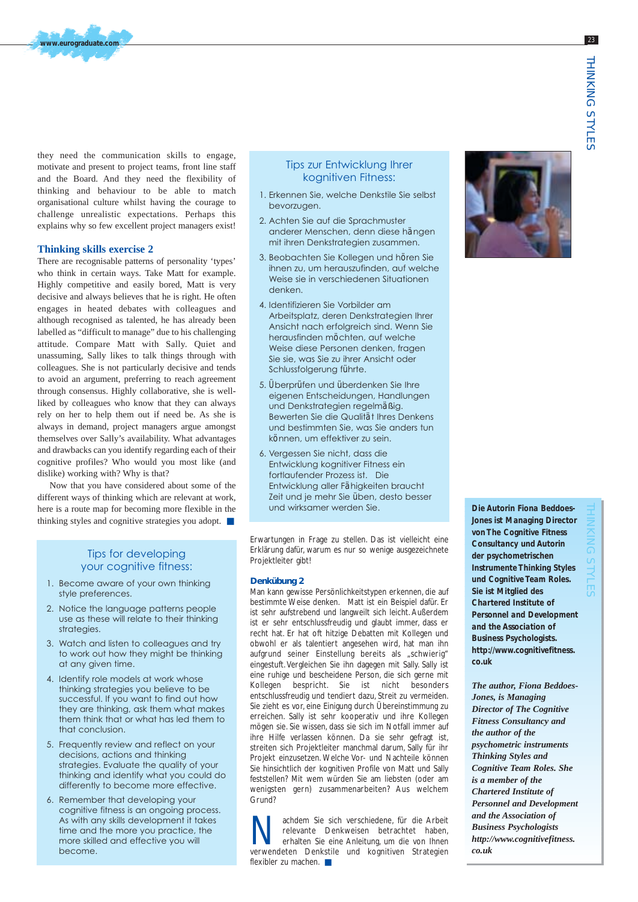they need the communication skills to engage, motivate and present to project teams, front line staff and the Board. And they need the flexibility of thinking and behaviour to be able to match organisational culture whilst having the courage to challenge unrealistic expectations. Perhaps this explains why so few excellent project managers exist!

### Thinking skills exercise 2

There are recognisable patterns of personality 'types' who think in certain ways. Take Matt for example. Highly competitive and easily bored, Matt is very decisive and always believes that he is right. He often engages in heated debates with colleagues and although recognised as talented, he has already been labelled as "difficult to manage" due to his challenging attitude. Compare Matt with Sally. Quiet and unassuming, Sally likes to talk things through with colleagues. She is not particularly decisive and tends to avoid an argument, preferring to reach agreement through consensus. Highly collaborative, she is well-liked by colleagues who know that they can always rely on her to help them out if need be. As she is always in demand, project managers argue amongst themselves over Sally's availability. What advantages and drawbacks can you identify regarding each of their cognitive profiles? Who would you most like (and dislike) working with? Why is that?

Now that you have considered about some of the different ways of thinking which are relevant at work, here is a route map for becoming more flexible in the thinking styles and cognitive strategies you adopt. ■

### Tips for developing your cognitive fitness:

1. Become aware of your own thinking style preferences.
2. Notice the language patterns people use as these will relate to their thinking strategies.
3. Watch and listen to colleagues and try to work out how they might be thinking at any given time.
4. Identify role models at work whose thinking strategies you believe to be successful. If you want to find out how they are thinking, ask them what makes them think that or what has led them to that conclusion.
5. Frequently review and reflect on your decisions, actions and thinking strategies. Evaluate the quality of your thinking and identify what you could do differently to become more effective.
6. Remember that developing your cognitive fitness is an ongoing process. As with any skills development it takes time and the more you practice, the more skilled and effective you will become.

### Tips zur Entwicklung Ihrer kognitiven Fitness:

1. Erkennen Sie, welche Denkstile Sie selbst bevorzugen.
2. Achten Sie auf die Sprachmuster anderer Menschen, denn diese hängen mit ihren Denkstrategien zusammen.
3. Beobachten Sie Kollegen und hören Sie ihnen zu, um herauszufinden, auf welche Weise sie in verschiedenen Situationen denken.
4. Identifizieren Sie Vorbilder am Arbeitsplatz, deren Denkstrategien Ihrer Ansicht nach erfolgreich sind. Wenn Sie herausfinden möchten, auf welche Weise diese Personen denken, fragen Sie sie, was Sie zu ihrer Ansicht oder Schlussfolgerung führte.
5. Überprüfen und überdenken Sie Ihre eigenen Entscheidungen, Handlungen und Denkstrategien regelmäßig. Bewerten Sie die Qualität Ihres Denkens und bestimmten Sie, was Sie anders tun können, um effektiver zu sein.
6. Vergessen Sie nicht, dass die Entwicklung kognitiver Fitness ein fortlaufender Prozess ist. Die Entwicklung aller Fähigkeiten braucht Zeit und je mehr Sie üben, desto besser und wirksamer werden Sie.

Erwartungen in Frage zu stellen. Das ist vielleicht eine Erklärung dafür, warum es nur so wenige ausgezeichnete Projektleiter gibt!

### Denkübung 2

Man kann gewisse Persönlichkeitstypen erkennen, die auf bestimmte Weise denken. Matt ist ein Beispiel dafür. Er ist sehr aufstrebend und langweilt sich leicht. Außerdem ist er sehr entschlussfreudig und glaubt immer, dass er recht hat. Er hat oft hitzige Debatten mit Kollegen und obwohl er als talentiert angesehen wird, hat man ihn aufgrund seiner Einstellung bereits als „schwierig" eingestuft. Vergleichen Sie ihn dagegen mit Sally. Sally ist eine ruhige und bescheidene Person, die sich gerne mit Kollegen bespricht. Sie ist nicht besonders entschlussfreudig und tendiert dazu, Streit zu vermeiden. Sie zieht es vor, eine Einigung durch Übereinstimmung zu erreichen. Sally ist sehr kooperativ und ihre Kollegen mögen sie. Sie wissen, dass sie sich im Notfall immer auf ihre Hilfe verlassen können. Da sie sehr gefragt ist, streiten sich Projektleiter manchmal darum, Sally für ihr Projekt einzusetzen. Welche Vor- und Nachteile können Sie hinsichtlich der kognitiven Profile von Matt und Sally feststellen? Mit wem würden Sie am liebsten (oder am wenigsten gern) zusammenarbeiten? Aus welchem Grund?

Nachdem Sie sich verschiedene, für die Arbeit relevante Denkweisen betrachtet haben, erhalten Sie eine Anleitung, um die von Ihnen verwendeten Denkstile und kognitiven Strategien flexibler zu machen. ■

**Die Autorin Fiona Beddoes-Jones ist Managing Director von The Cognitive Fitness Consultancy und Autorin der psychometrischen Instrumente Thinking Styles und Cognitive Team Roles. Sie ist Mitglied des Chartered Institute of Personnel and Development and the Association of Business Psychologists. http://www.cognitivefitness.co.uk**

*The author, Fiona Beddoes-Jones, is Managing Director of The Cognitive Fitness Consultancy and the author of the psychometric instruments Thinking Styles and Cognitive Team Roles. She is a member of the Chartered Institute of Personnel and Development and the Association of Business Psychologists. http://www.cognitivefitness.co.uk*